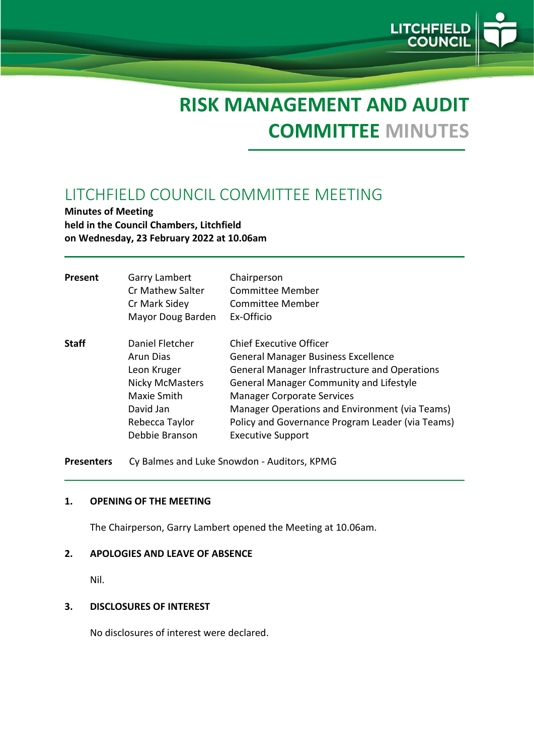# RISK MANAGEMENT AND AUDIT COMMITTEE MINUTES

## LITCHFIELD COUNCIL COMMITTEE MEETING

**Minutes of Meeting**
**held in the Council Chambers, Litchfield**
**on Wednesday, 23 February 2022 at 10.06am**

| | | |
|---|---|---|
| **Present** | Garry Lambert | Chairperson |
| | Cr Mathew Salter | Committee Member |
| | Cr Mark Sidey | Committee Member |
| | Mayor Doug Barden | Ex-Officio |
| **Staff** | Daniel Fletcher | Chief Executive Officer |
| | Arun Dias | General Manager Business Excellence |
| | Leon Kruger | General Manager Infrastructure and Operations |
| | Nicky McMasters | General Manager Community and Lifestyle |
| | Maxie Smith | Manager Corporate Services |
| | David Jan | Manager Operations and Environment (via Teams) |
| | Rebecca Taylor | Policy and Governance Program Leader (via Teams) |
| | Debbie Branson | Executive Support |

**Presenters** Cy Balmes and Luke Snowdon - Auditors, KPMG

### 1. OPENING OF THE MEETING

The Chairperson, Garry Lambert opened the Meeting at 10.06am.

### 2. APOLOGIES AND LEAVE OF ABSENCE

Nil.

### 3. DISCLOSURES OF INTEREST

No disclosures of interest were declared.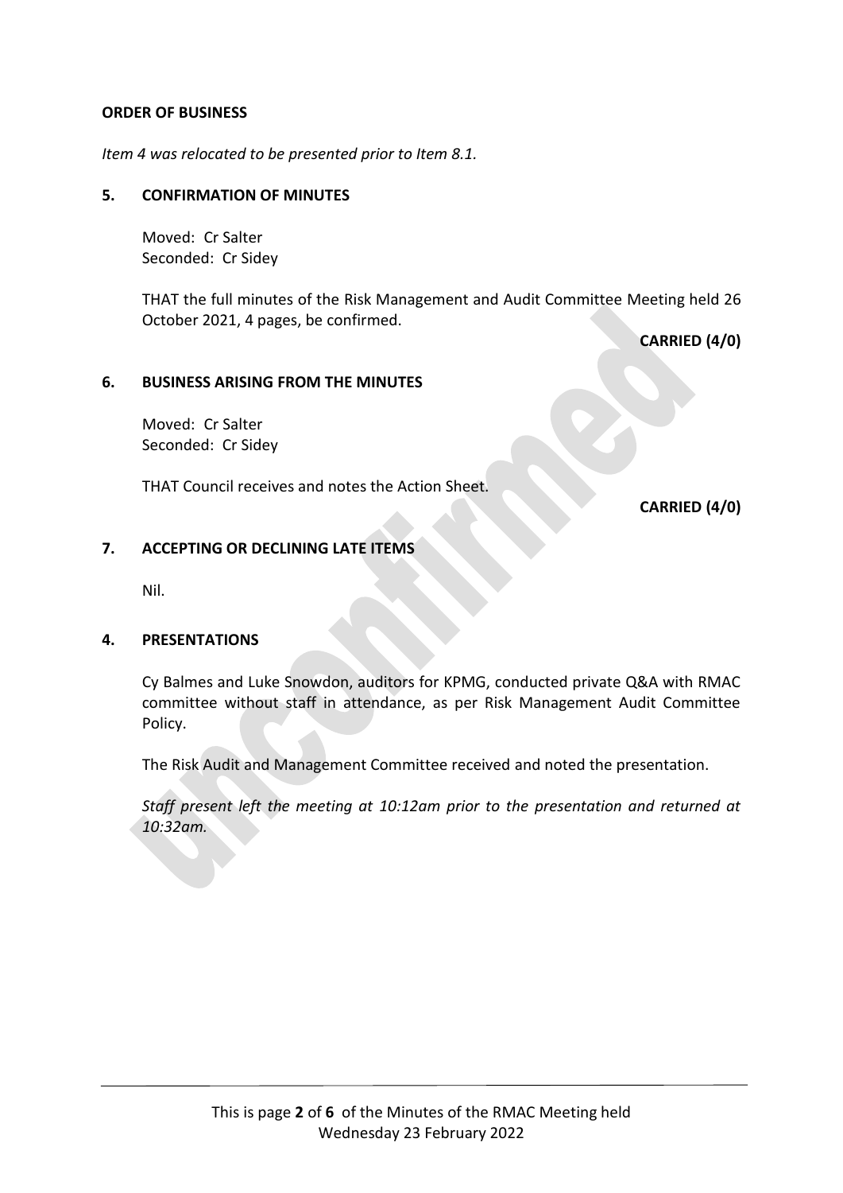**ORDER OF BUSINESS**

*Item 4 was relocated to be presented prior to Item 8.1.*

## 5. CONFIRMATION OF MINUTES

Moved: Cr Salter
Seconded: Cr Sidey

THAT the full minutes of the Risk Management and Audit Committee Meeting held 26 October 2021, 4 pages, be confirmed.

**CARRIED (4/0)**

## 6. BUSINESS ARISING FROM THE MINUTES

Moved: Cr Salter
Seconded: Cr Sidey

THAT Council receives and notes the Action Sheet.

**CARRIED (4/0)**

## 7. ACCEPTING OR DECLINING LATE ITEMS

Nil.

## 4. PRESENTATIONS

Cy Balmes and Luke Snowdon, auditors for KPMG, conducted private Q&A with RMAC committee without staff in attendance, as per Risk Management Audit Committee Policy.

The Risk Audit and Management Committee received and noted the presentation.

*Staff present left the meeting at 10:12am prior to the presentation and returned at 10:32am.*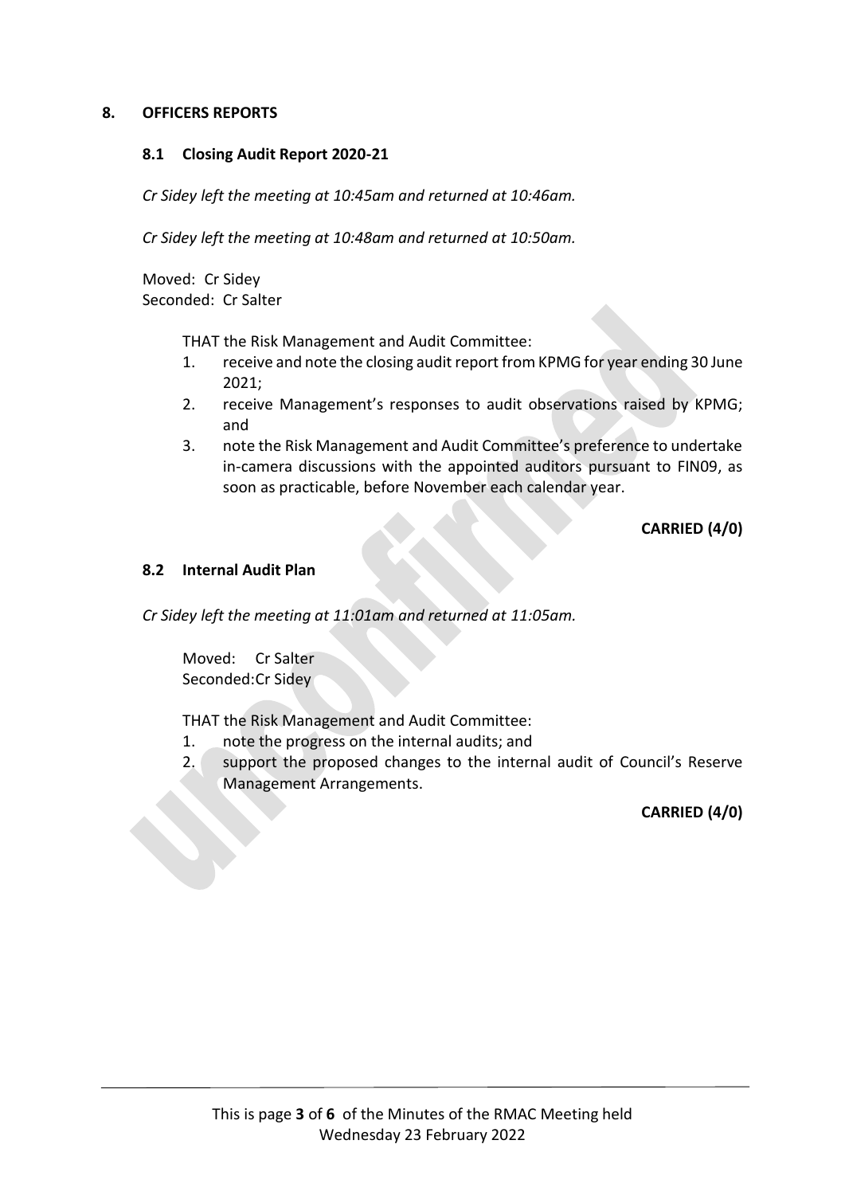## 8. OFFICERS REPORTS

### 8.1 Closing Audit Report 2020-21

*Cr Sidey left the meeting at 10:45am and returned at 10:46am.*

*Cr Sidey left the meeting at 10:48am and returned at 10:50am.*

Moved: Cr Sidey
Seconded: Cr Salter

THAT the Risk Management and Audit Committee:

1. receive and note the closing audit report from KPMG for year ending 30 June 2021;
2. receive Management's responses to audit observations raised by KPMG; and
3. note the Risk Management and Audit Committee's preference to undertake in-camera discussions with the appointed auditors pursuant to FIN09, as soon as practicable, before November each calendar year.

**CARRIED (4/0)**

### 8.2 Internal Audit Plan

*Cr Sidey left the meeting at 11:01am and returned at 11:05am.*

Moved: Cr Salter
Seconded: Cr Sidey

THAT the Risk Management and Audit Committee:

1. note the progress on the internal audits; and
2. support the proposed changes to the internal audit of Council's Reserve Management Arrangements.

**CARRIED (4/0)**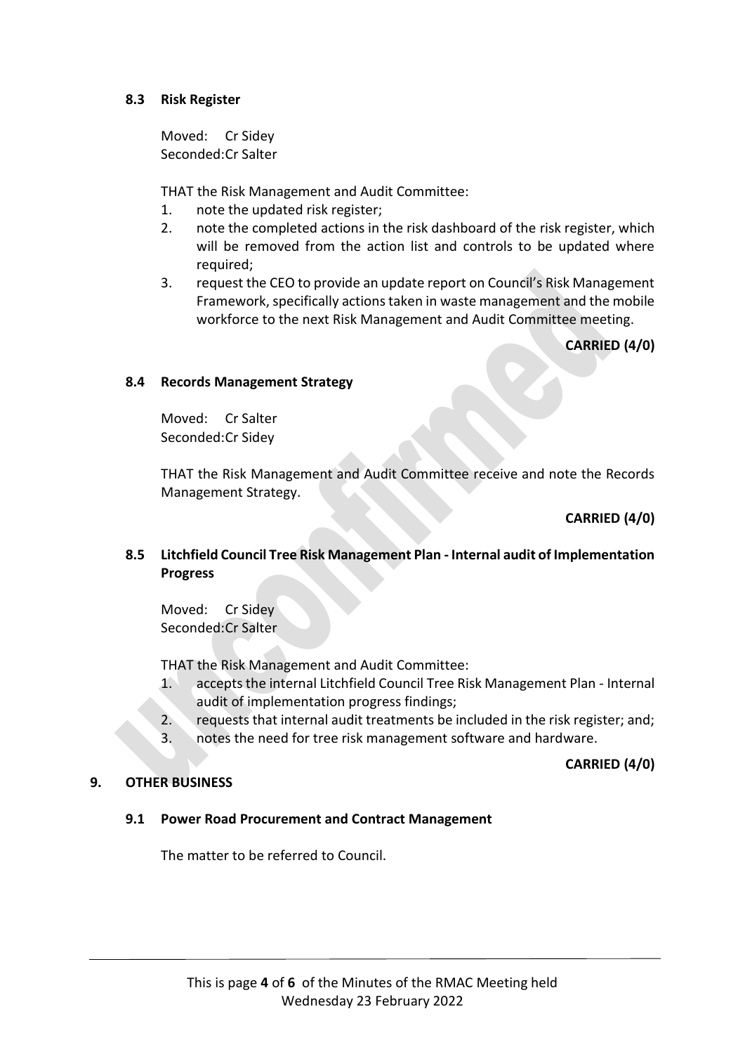### 8.3 Risk Register

Moved: Cr Sidey
Seconded: Cr Salter

THAT the Risk Management and Audit Committee:

1. note the updated risk register;
2. note the completed actions in the risk dashboard of the risk register, which will be removed from the action list and controls to be updated where required;
3. request the CEO to provide an update report on Council's Risk Management Framework, specifically actions taken in waste management and the mobile workforce to the next Risk Management and Audit Committee meeting.

**CARRIED (4/0)**

### 8.4 Records Management Strategy

Moved: Cr Salter
Seconded: Cr Sidey

THAT the Risk Management and Audit Committee receive and note the Records Management Strategy.

**CARRIED (4/0)**

### 8.5 Litchfield Council Tree Risk Management Plan - Internal audit of Implementation Progress

Moved: Cr Sidey
Seconded: Cr Salter

THAT the Risk Management and Audit Committee:

1. accepts the internal Litchfield Council Tree Risk Management Plan - Internal audit of implementation progress findings;
2. requests that internal audit treatments be included in the risk register; and;
3. notes the need for tree risk management software and hardware.

**CARRIED (4/0)**

## 9. OTHER BUSINESS

### 9.1 Power Road Procurement and Contract Management

The matter to be referred to Council.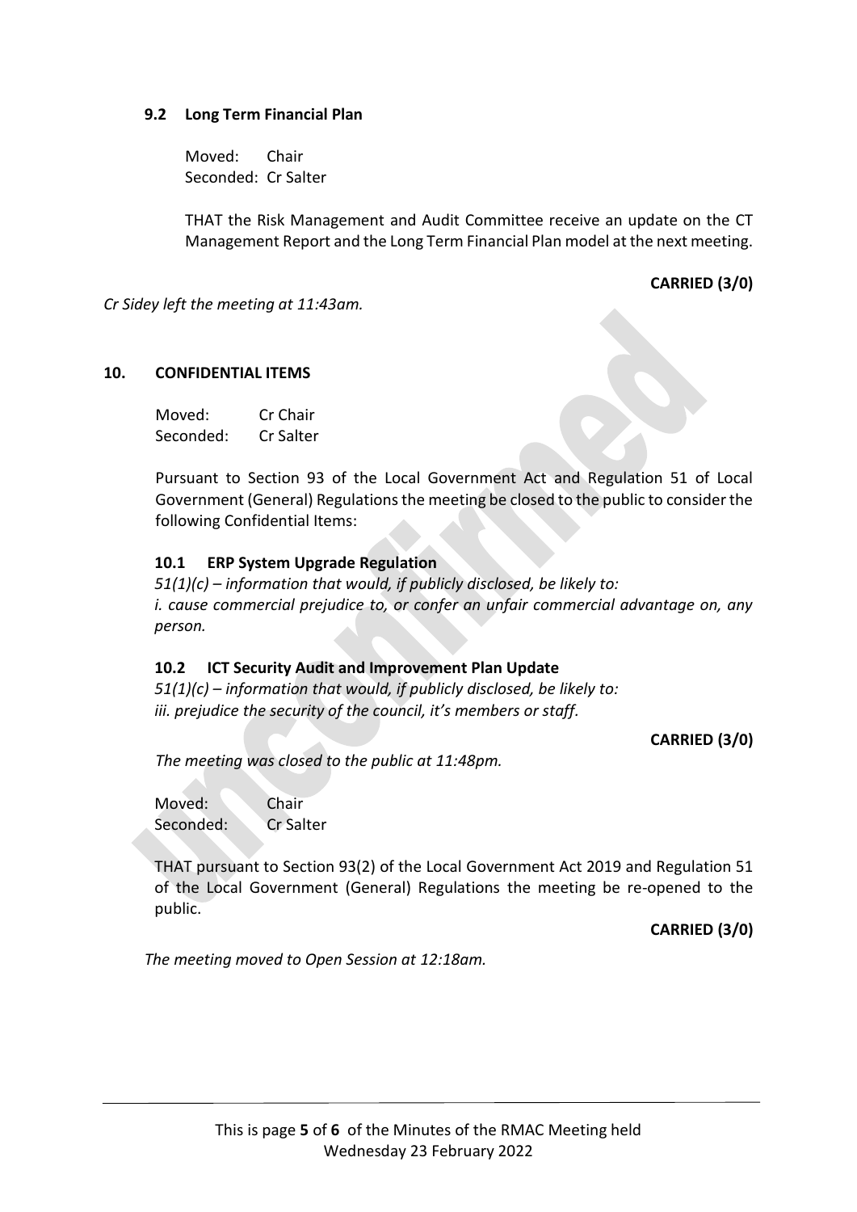### 9.2 Long Term Financial Plan

Moved: Chair
Seconded: Cr Salter

THAT the Risk Management and Audit Committee receive an update on the CT Management Report and the Long Term Financial Plan model at the next meeting.

**CARRIED (3/0)**

*Cr Sidey left the meeting at 11:43am.*

## 10. CONFIDENTIAL ITEMS

Moved: Cr Chair
Seconded: Cr Salter

Pursuant to Section 93 of the Local Government Act and Regulation 51 of Local Government (General) Regulations the meeting be closed to the public to consider the following Confidential Items:

### 10.1 ERP System Upgrade Regulation

*51(1)(c) – information that would, if publicly disclosed, be likely to:*
*i. cause commercial prejudice to, or confer an unfair commercial advantage on, any person.*

### 10.2 ICT Security Audit and Improvement Plan Update

*51(1)(c) – information that would, if publicly disclosed, be likely to:*
*iii. prejudice the security of the council, it's members or staff.*

**CARRIED (3/0)**

*The meeting was closed to the public at 11:48pm.*

Moved: Chair
Seconded: Cr Salter

THAT pursuant to Section 93(2) of the Local Government Act 2019 and Regulation 51 of the Local Government (General) Regulations the meeting be re-opened to the public.

**CARRIED (3/0)**

*The meeting moved to Open Session at 12:18am.*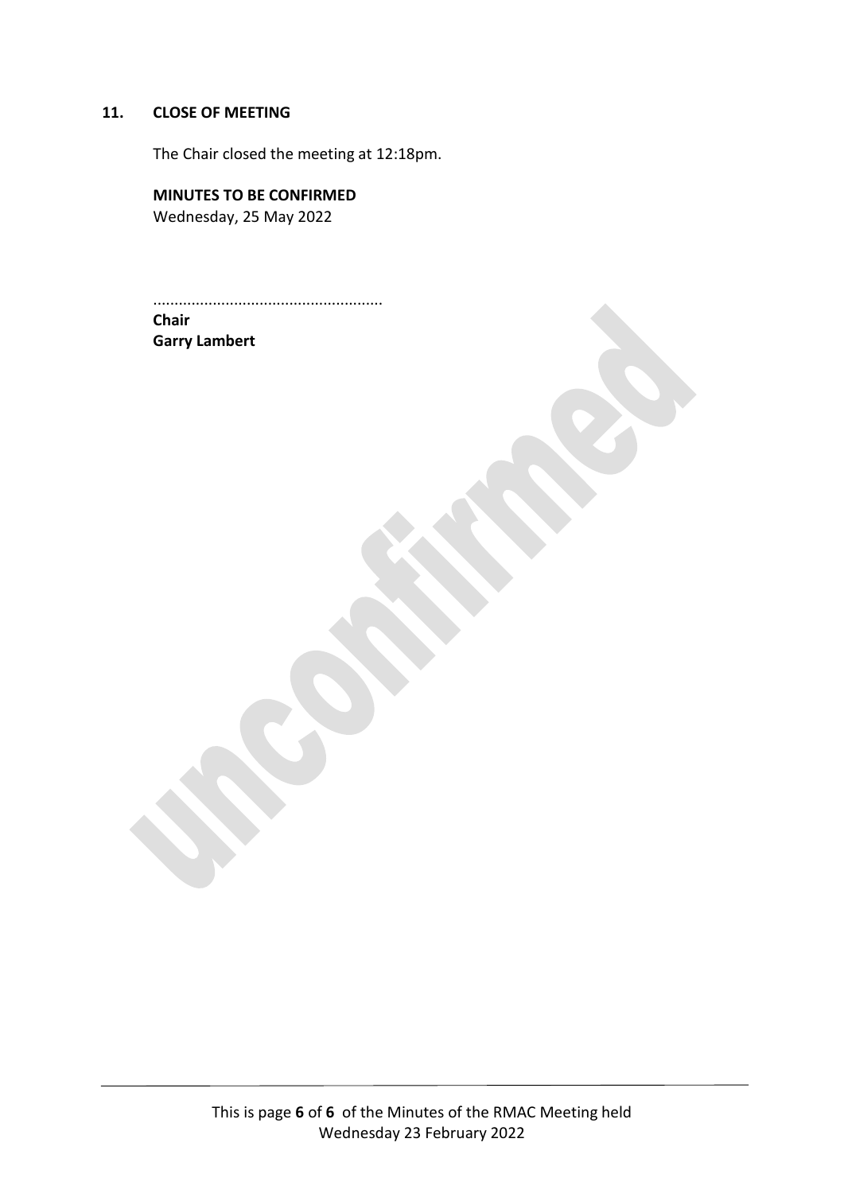## 11. CLOSE OF MEETING

The Chair closed the meeting at 12:18pm.

**MINUTES TO BE CONFIRMED**
Wednesday, 25 May 2022

.....................................................
**Chair**
**Garry Lambert**

unconfirmed